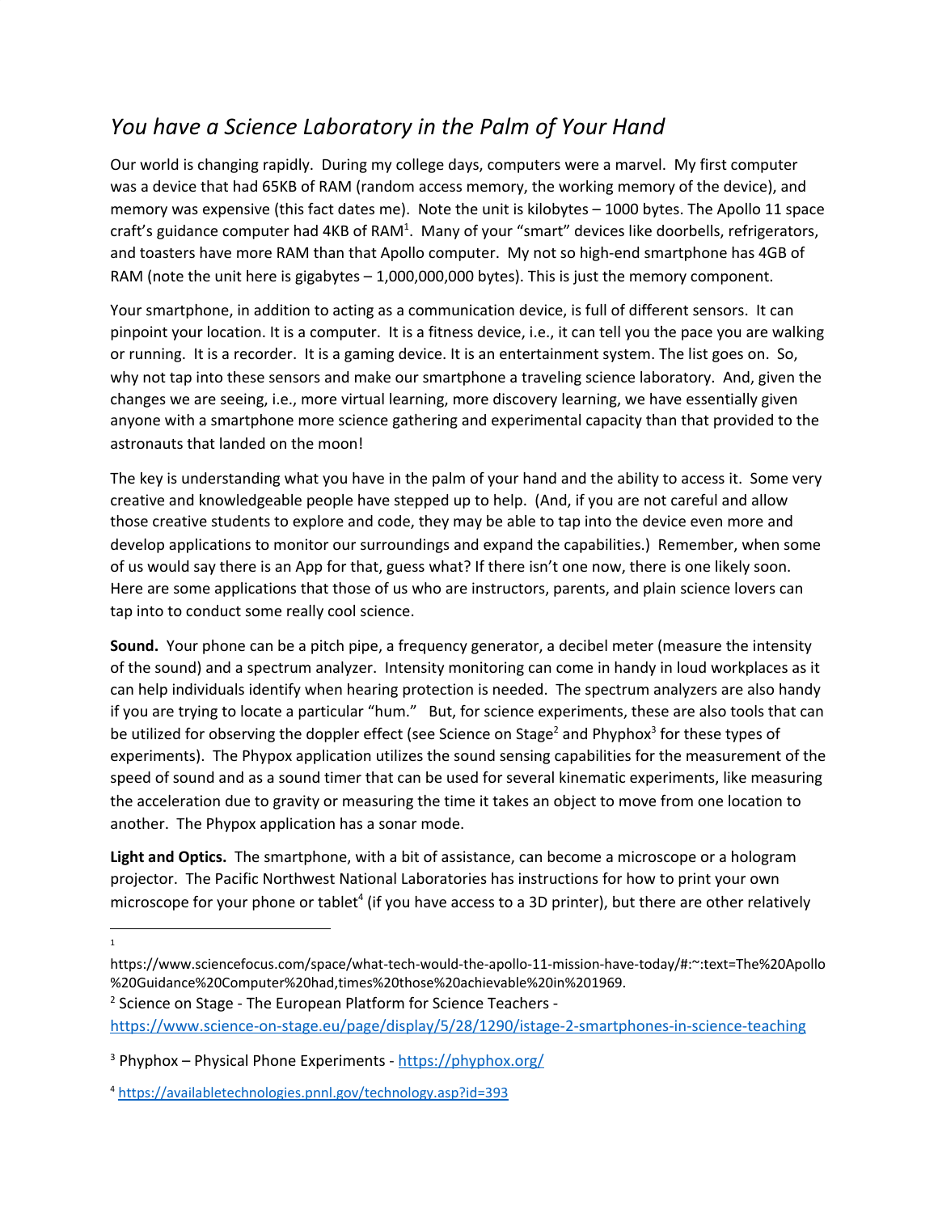# *You have a Science Laboratory in the Palm of Your Hand*

Our world is changing rapidly. During my college days, computers were a marvel. My first computer was a device that had 65KB of RAM (random access memory, the working memory of the device), and memory was expensive (this fact dates me). Note the unit is kilobytes – 1000 bytes. The Apollo 11 space craft's guidance computer had 4KB of RAM[1]. Many of your "smart" devices like doorbells, refrigerators, and toasters have more RAM than that Apollo computer. My not so high-end smartphone has 4GB of RAM (note the unit here is gigabytes – 1,000,000,000 bytes). This is just the memory component.

Your smartphone, in addition to acting as a communication device, is full of different sensors. It can pinpoint your location. It is a computer. It is a fitness device, i.e., it can tell you the pace you are walking or running. It is a recorder. It is a gaming device. It is an entertainment system. The list goes on. So, why not tap into these sensors and make our smartphone a traveling science laboratory. And, given the changes we are seeing, i.e., more virtual learning, more discovery learning, we have essentially given anyone with a smartphone more science gathering and experimental capacity than that provided to the astronauts that landed on the moon!

The key is understanding what you have in the palm of your hand and the ability to access it. Some very creative and knowledgeable people have stepped up to help. (And, if you are not careful and allow those creative students to explore and code, they may be able to tap into the device even more and develop applications to monitor our surroundings and expand the capabilities.) Remember, when some of us would say there is an App for that, guess what? If there isn't one now, there is one likely soon. Here are some applications that those of us who are instructors, parents, and plain science lovers can tap into to conduct some really cool science.

**Sound.** Your phone can be a pitch pipe, a frequency generator, a decibel meter (measure the intensity of the sound) and a spectrum analyzer. Intensity monitoring can come in handy in loud workplaces as it can help individuals identify when hearing protection is needed. The spectrum analyzers are also handy if you are trying to locate a particular "hum." But, for science experiments, these are also tools that can be utilized for observing the doppler effect (see Science on Stage[2] and Phyphox[3] for these types of experiments). The Phypox application utilizes the sound sensing capabilities for the measurement of the speed of sound and as a sound timer that can be used for several kinematic experiments, like measuring the acceleration due to gravity or measuring the time it takes an object to move from one location to another. The Phypox application has a sonar mode.

**Light and Optics.** The smartphone, with a bit of assistance, can become a microscope or a hologram projector. The Pacific Northwest National Laboratories has instructions for how to print your own microscope for your phone or tablet[4] (if you have access to a 3D printer), but there are other relatively

---

[1] https://www.sciencefocus.com/space/what-tech-would-the-apollo-11-mission-have-today/#:~:text=The%20Apollo%20Guidance%20Computer%20had,times%20those%20achievable%20in%201969.

[2] Science on Stage - The European Platform for Science Teachers - https://www.science-on-stage.eu/page/display/5/28/1290/istage-2-smartphones-in-science-teaching

[3] Phyphox – Physical Phone Experiments - https://phyphox.org/

[4] https://availabletechnologies.pnnl.gov/technology.asp?id=393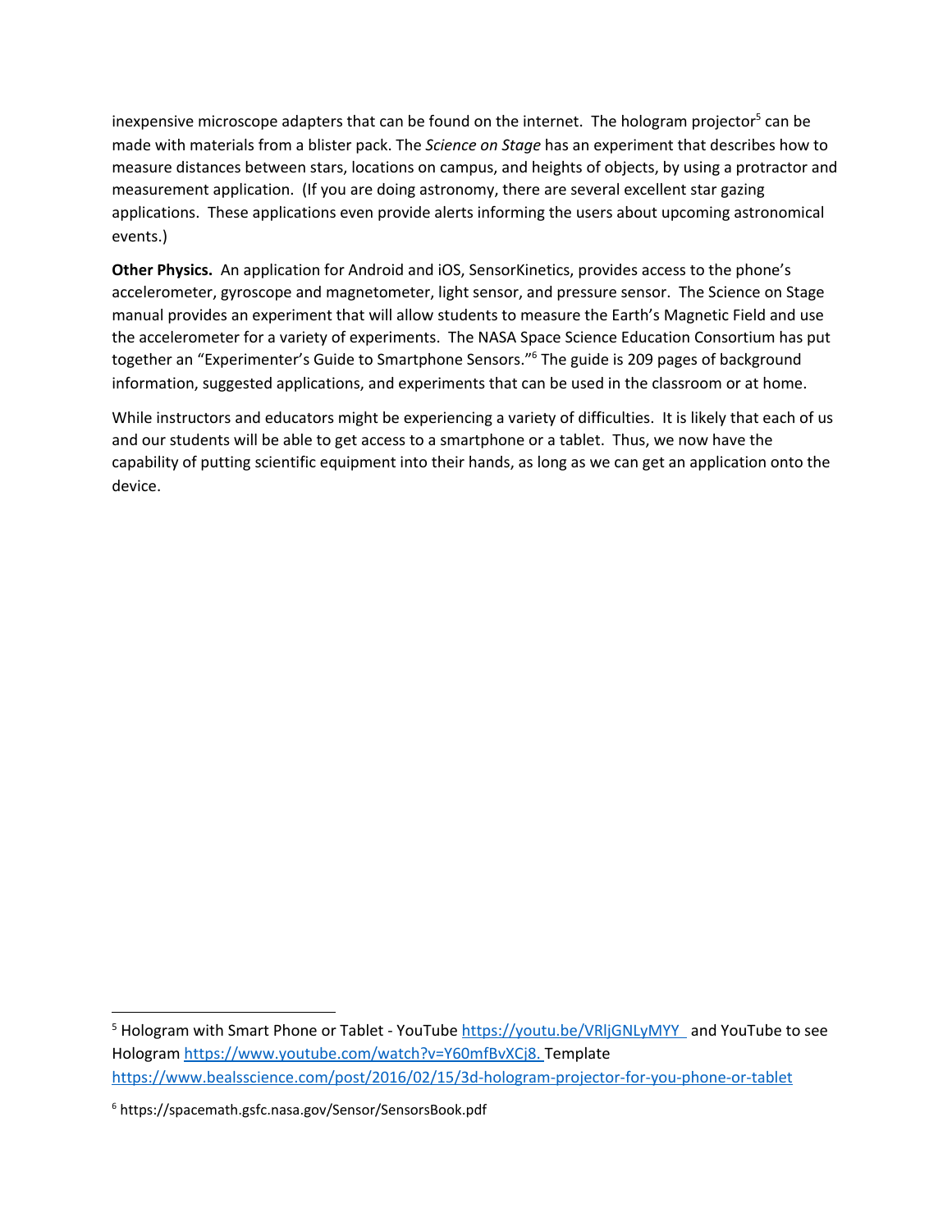inexpensive microscope adapters that can be found on the internet. The hologram projector[5] can be made with materials from a blister pack. The *Science on Stage* has an experiment that describes how to measure distances between stars, locations on campus, and heights of objects, by using a protractor and measurement application. (If you are doing astronomy, there are several excellent star gazing applications. These applications even provide alerts informing the users about upcoming astronomical events.)

**Other Physics.** An application for Android and iOS, SensorKinetics, provides access to the phone's accelerometer, gyroscope and magnetometer, light sensor, and pressure sensor. The Science on Stage manual provides an experiment that will allow students to measure the Earth's Magnetic Field and use the accelerometer for a variety of experiments. The NASA Space Science Education Consortium has put together an "Experimenter's Guide to Smartphone Sensors."[6] The guide is 209 pages of background information, suggested applications, and experiments that can be used in the classroom or at home.

While instructors and educators might be experiencing a variety of difficulties. It is likely that each of us and our students will be able to get access to a smartphone or a tablet. Thus, we now have the capability of putting scientific equipment into their hands, as long as we can get an application onto the device.

---

[5] Hologram with Smart Phone or Tablet - YouTube https://youtu.be/VRljGNLyMYY and YouTube to see Hologram https://www.youtube.com/watch?v=Y60mfBvXCj8. Template https://www.bealsscience.com/post/2016/02/15/3d-hologram-projector-for-you-phone-or-tablet

[6] https://spacemath.gsfc.nasa.gov/Sensor/SensorsBook.pdf